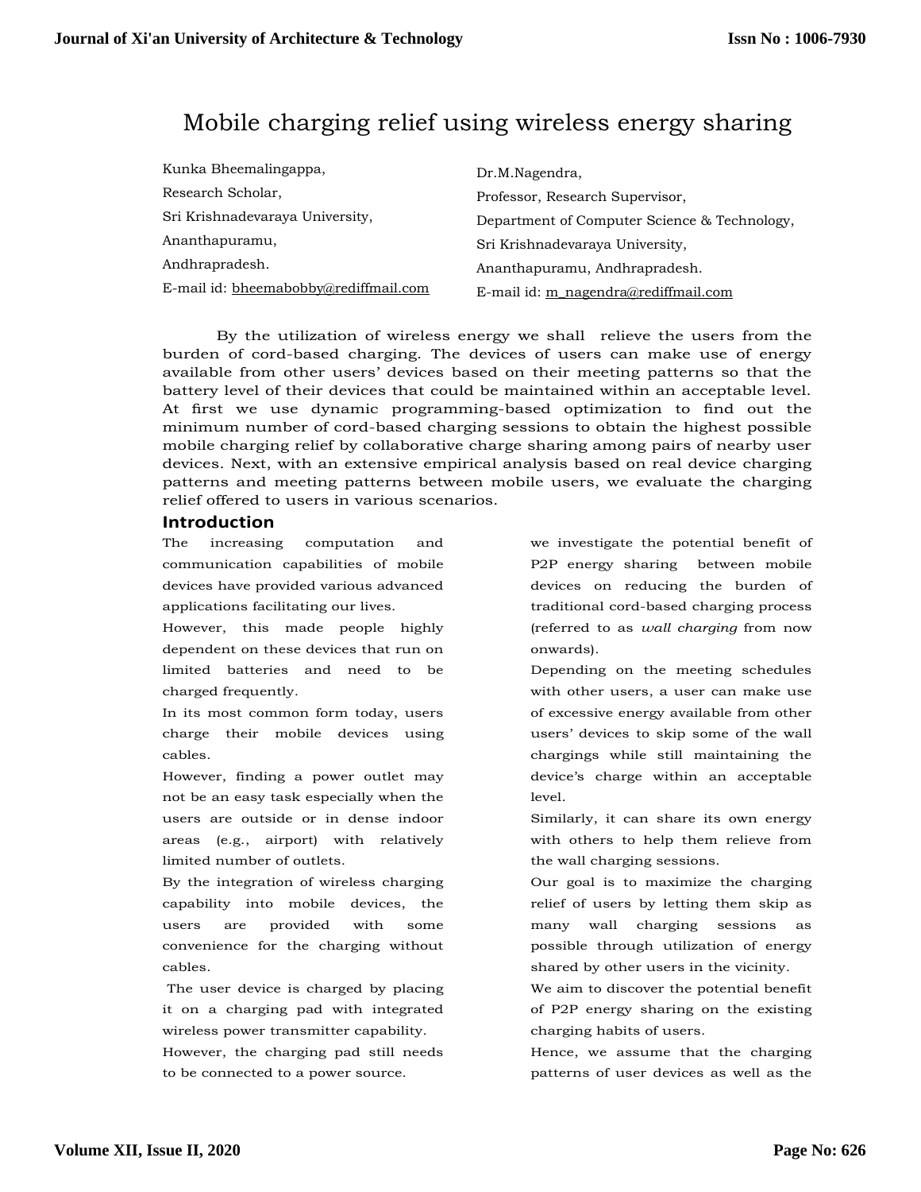# Mobile charging relief using wireless energy sharing

Kunka Bheemalingappa,
Research Scholar,
Sri Krishnadevaraya University,
Ananthapuramu,
Andhrapradesh.
E-mail id: bheemabobby@rediffmail.com

Dr.M.Nagendra,
Professor, Research Supervisor,
Department of Computer Science & Technology,
Sri Krishnadevaraya University,
Ananthapuramu, Andhrapradesh.
E-mail id: m_nagendra@rediffmail.com

By the utilization of wireless energy we shall relieve the users from the burden of cord-based charging. The devices of users can make use of energy available from other users' devices based on their meeting patterns so that the battery level of their devices that could be maintained within an acceptable level. At first we use dynamic programming-based optimization to find out the minimum number of cord-based charging sessions to obtain the highest possible mobile charging relief by collaborative charge sharing among pairs of nearby user devices. Next, with an extensive empirical analysis based on real device charging patterns and meeting patterns between mobile users, we evaluate the charging relief offered to users in various scenarios.

## Introduction

The increasing computation and communication capabilities of mobile devices have provided various advanced applications facilitating our lives.

However, this made people highly dependent on these devices that run on limited batteries and need to be charged frequently.

In its most common form today, users charge their mobile devices using cables.

However, finding a power outlet may not be an easy task especially when the users are outside or in dense indoor areas (e.g., airport) with relatively limited number of outlets.

By the integration of wireless charging capability into mobile devices, the users are provided with some convenience for the charging without cables.

The user device is charged by placing it on a charging pad with integrated wireless power transmitter capability.

However, the charging pad still needs to be connected to a power source.

we investigate the potential benefit of P2P energy sharing between mobile devices on reducing the burden of traditional cord-based charging process (referred to as *wall charging* from now onwards).

Depending on the meeting schedules with other users, a user can make use of excessive energy available from other users' devices to skip some of the wall chargings while still maintaining the device's charge within an acceptable level.

Similarly, it can share its own energy with others to help them relieve from the wall charging sessions.

Our goal is to maximize the charging relief of users by letting them skip as many wall charging sessions as possible through utilization of energy shared by other users in the vicinity.

We aim to discover the potential benefit of P2P energy sharing on the existing charging habits of users.

Hence, we assume that the charging patterns of user devices as well as the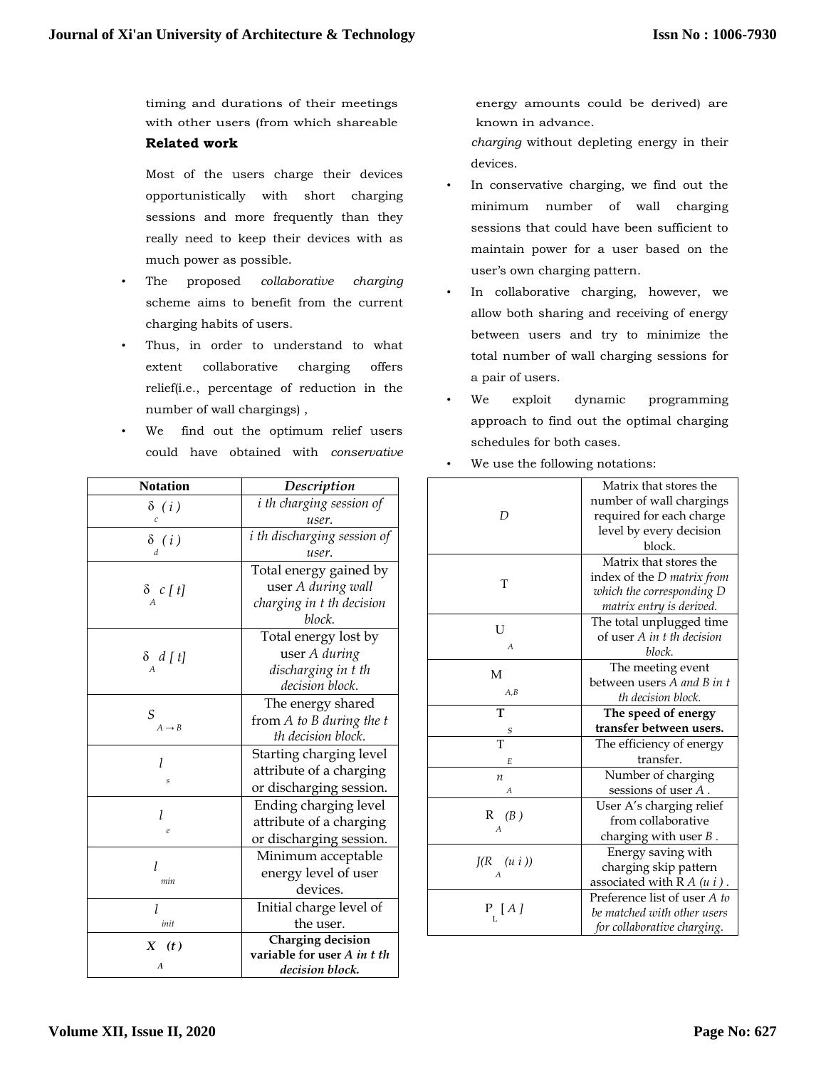timing and durations of their meetings with other users (from which shareable energy amounts could be derived) are known in advance.

### Related work

Most of the users charge their devices opportunistically with short charging sessions and more frequently than they really need to keep their devices with as much power as possible.

- The proposed *collaborative charging* scheme aims to benefit from the current charging habits of users.
- Thus, in order to understand to what extent collaborative charging offers relief(i.e., percentage of reduction in the number of wall chargings) ,
- We find out the optimum relief users could have obtained with *conservative charging* without depleting energy in their devices.
- In conservative charging, we find out the minimum number of wall charging sessions that could have been sufficient to maintain power for a user based on the user's own charging pattern.
- In collaborative charging, however, we allow both sharing and receiving of energy between users and try to minimize the total number of wall charging sessions for a pair of users.
- We exploit dynamic programming approach to find out the optimal charging schedules for both cases.
- We use the following notations:

| Notation | *Description* |
|---|---|
| $\delta_c(i)$ | *i th charging session of user.* |
| $\delta_d(i)$ | *i th discharging session of user.* |
| $\delta_A c[t]$ | Total energy gained by user *A during wall charging in t th decision block.* |
| $\delta_A d[t]$ | Total energy lost by user *A during discharging in t th decision block.* |
| $S_{A \rightarrow B}$ | The energy shared from *A to B during the t th decision block.* |
| $l_s$ | Starting charging level attribute of a charging or discharging session. |
| $l_e$ | Ending charging level attribute of a charging or discharging session. |
| $l_{min}$ | Minimum acceptable energy level of user devices. |
| $l_{init}$ | Initial charge level of the user. |
| $X_A(t)$ | **Charging decision variable for user *A in t th decision block.*** |

| | |
|---|---|
| *D* | Matrix that stores the number of wall chargings required for each charge level by every decision block. |
| T | Matrix that stores the index of the *D matrix from which the corresponding D matrix entry is derived.* |
| $U_A$ | The total unplugged time of user *A in t th decision block.* |
| $M_{A,B}$ | The meeting event between users *A and B in t th decision block.* |
| $\mathbf{T_s}$ | **The speed of energy transfer between users.** |
| $T_E$ | The efficiency of energy transfer. |
| $n_A$ | Number of charging sessions of user *A* . |
| $R_A(B)$ | User A's charging relief from collaborative charging with user *B* . |
| $J(R_A(u\ i))$ | Energy saving with charging skip pattern associated with $R_A(u\ i)$ . |
| $P_L[A]$ | Preference list of user *A to be matched with other users for collaborative charging.* |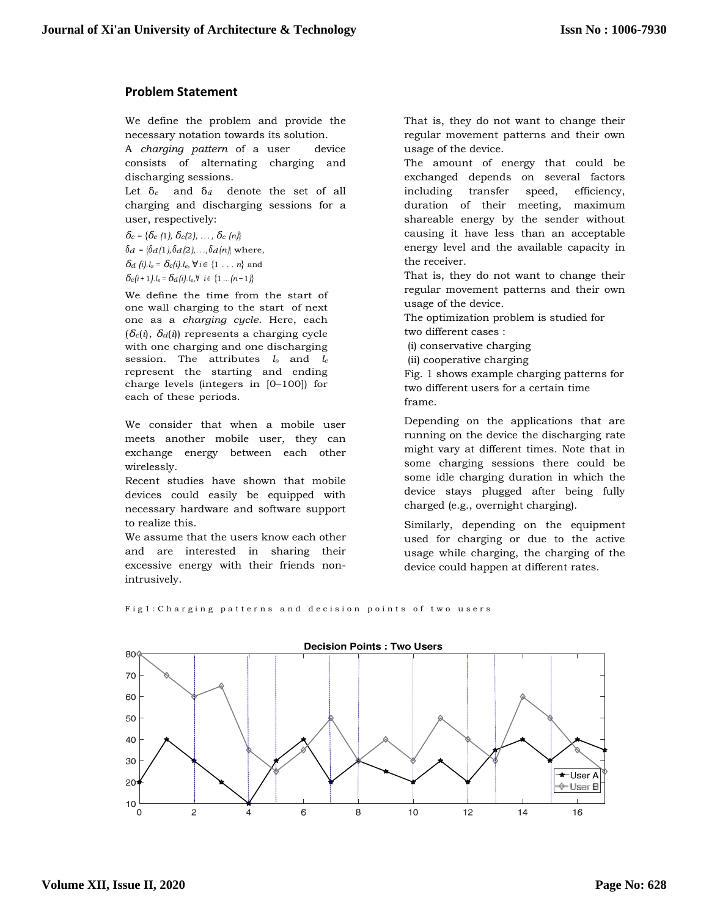## Problem Statement

We define the problem and provide the necessary notation towards its solution.

A *charging pattern* of a user device consists of alternating charging and discharging sessions.

Let $\delta_c$ and $\delta_d$ denote the set of all charging and discharging sessions for a user, respectively:

$\delta_c = \{\delta_c(1), \delta_c(2), \ldots, \delta_c(n)\}$

$\delta_d = \{\delta_d(1), \delta_d(2), \ldots, \delta_d(n)\}$ where,

$\delta_d(i).l_s = \delta_c(i).l_e, \forall i \in \{1 \ldots n\}$ and

$\delta_c(i+1).l_s = \delta_d(i).l_e, \forall i \in \{1 \ldots (n-1)\}$

We define the time from the start of one wall charging to the start of next one as a *charging cycle*. Here, each ($\delta_c(i)$, $\delta_d(i)$) represents a charging cycle with one charging and one discharging session. The attributes $l_s$ and $l_e$ represent the starting and ending charge levels (integers in [0–100]) for each of these periods.

We consider that when a mobile user meets another mobile user, they can exchange energy between each other wirelessly.

Recent studies have shown that mobile devices could easily be equipped with necessary hardware and software support to realize this.

We assume that the users know each other and are interested in sharing their excessive energy with their friends non-intrusively.

That is, they do not want to change their regular movement patterns and their own usage of the device.

The amount of energy that could be exchanged depends on several factors including transfer speed, efficiency, duration of their meeting, maximum shareable energy by the sender without causing it have less than an acceptable energy level and the available capacity in the receiver.

That is, they do not want to change their regular movement patterns and their own usage of the device.

The optimization problem is studied for two different cases :

(i) conservative charging

(ii) cooperative charging

Fig. 1 shows example charging patterns for two different users for a certain time frame.

Depending on the applications that are running on the device the discharging rate might vary at different times. Note that in some charging sessions there could be some idle charging duration in which the device stays plugged after being fully charged (e.g., overnight charging).

Similarly, depending on the equipment used for charging or due to the active usage while charging, the charging of the device could happen at different rates.

Fig1: Charging patterns and decision points of two users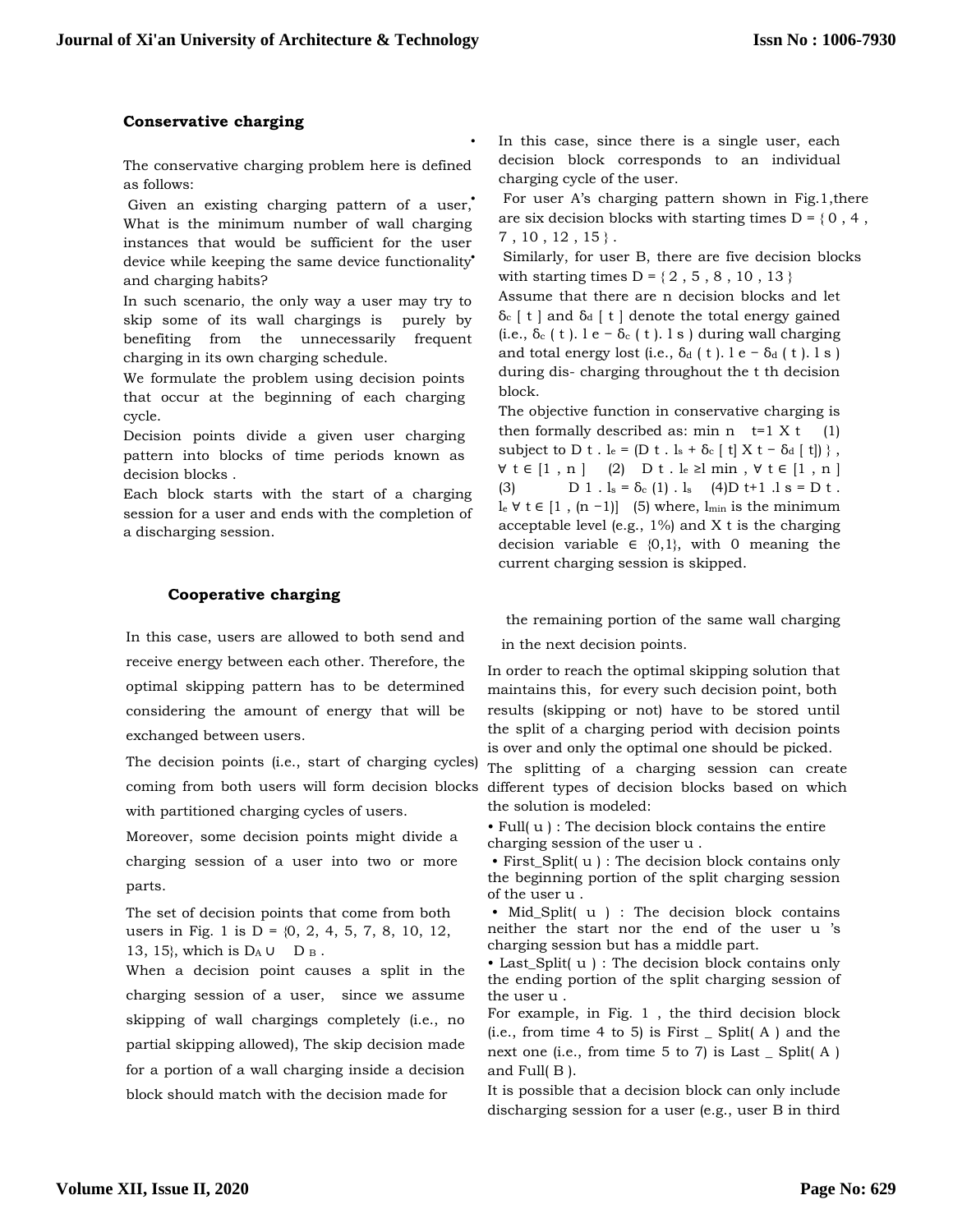## Conservative charging

The conservative charging problem here is defined as follows:

Given an existing charging pattern of a user, What is the minimum number of wall charging instances that would be sufficient for the user device while keeping the same device functionality and charging habits?

In such scenario, the only way a user may try to skip some of its wall chargings is purely by benefiting from the unnecessarily frequent charging in its own charging schedule.

We formulate the problem using decision points that occur at the beginning of each charging cycle.

Decision points divide a given user charging pattern into blocks of time periods known as decision blocks .

Each block starts with the start of a charging session for a user and ends with the completion of a discharging session.

- In this case, since there is a single user, each decision block corresponds to an individual charging cycle of the user.
- For user A's charging pattern shown in Fig.1,there are six decision blocks with starting times D = { 0 , 4 , 7 , 10 , 12 , 15 } .
- Similarly, for user B, there are five decision blocks with starting times D = { 2 , 5 , 8 , 10 , 13 }

Assume that there are n decision blocks and let $\delta_c[t]$ and $\delta_d[t]$ denote the total energy gained (i.e., $\delta_c(t).l_e - \delta_c(t).l_s$) during wall charging and total energy lost (i.e., $\delta_d(t).l_e - \delta_d(t).l_s$) during dis- charging throughout the t th decision block.

The objective function in conservative charging is then formally described as: $\min \sum_{t=1}^{n} X_t$ (1) subject to $D_t.l_e = (D_t.l_s + \delta_c[t] X_t - \delta_d[t])$, $\forall\, t \in [1, n]$ (2) $D_t.l_e \geq l_{min}$, $\forall\, t \in [1, n]$ (3) $D_1.l_s = \delta_c(1).l_s$ (4) $D_{t+1}.l_s = D_t.l_e$ $\forall\, t \in [1, (n-1)]$ (5) where, $l_{min}$ is the minimum acceptable level (e.g., 1%) and $X_t$ is the charging decision variable $\in \{0,1\}$, with 0 meaning the current charging session is skipped.

## Cooperative charging

In this case, users are allowed to both send and receive energy between each other. Therefore, the optimal skipping pattern has to be determined considering the amount of energy that will be exchanged between users.

The decision points (i.e., start of charging cycles) coming from both users will form decision blocks with partitioned charging cycles of users.

Moreover, some decision points might divide a charging session of a user into two or more parts.

The set of decision points that come from both users in Fig. 1 is D = {0, 2, 4, 5, 7, 8, 10, 12, 13, 15}, which is $D_A \cup D_B$ .

When a decision point causes a split in the charging session of a user, since we assume skipping of wall chargings completely (i.e., no partial skipping allowed), The skip decision made for a portion of a wall charging inside a decision block should match with the decision made for the remaining portion of the same wall charging in the next decision points.

In order to reach the optimal skipping solution that maintains this, for every such decision point, both results (skipping or not) have to be stored until the split of a charging period with decision points is over and only the optimal one should be picked.

The splitting of a charging session can create different types of decision blocks based on which the solution is modeled:

- Full( u ) : The decision block contains the entire charging session of the user u .
- First_Split( u ) : The decision block contains only the beginning portion of the split charging session of the user u .
- Mid_Split( u ) : The decision block contains neither the start nor the end of the user u 's charging session but has a middle part.
- Last_Split( u ) : The decision block contains only the ending portion of the split charging session of the user u .

For example, in Fig. 1 , the third decision block (i.e., from time 4 to 5) is First _ Split( A ) and the next one (i.e., from time 5 to 7) is Last _ Split( A ) and Full( B ).

It is possible that a decision block can only include discharging session for a user (e.g., user B in third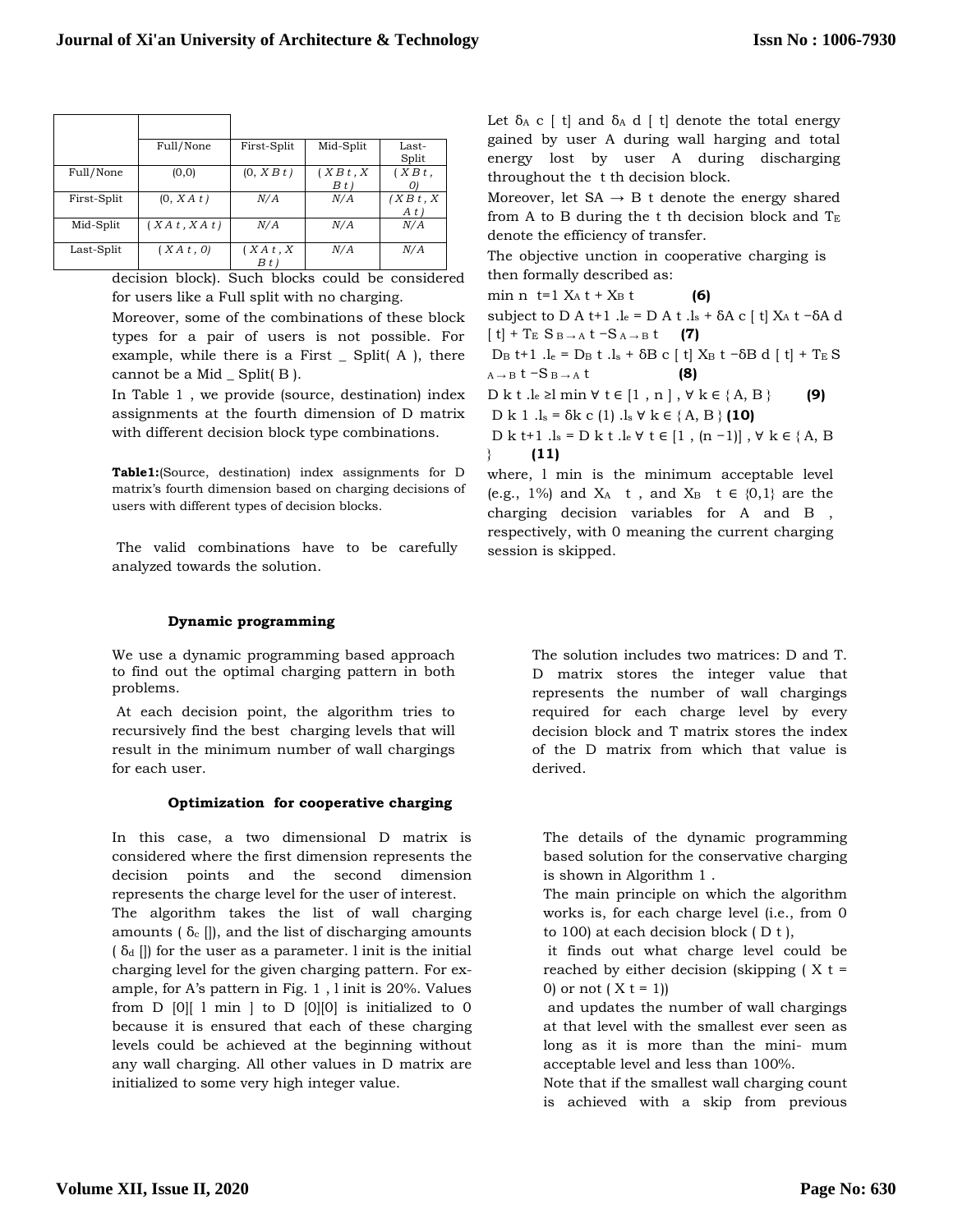|  | Full/None | First-Split | Mid-Split | Last-Split |
|---|---|---|---|---|
| Full/None | (0,0) | (0, $X B t$) | ($X B t$, $X B t$) | ($X B t$, 0) |
| First-Split | (0, $X A t$) | N/A | N/A | ($X B t$, $X A t$) |
| Mid-Split | ($X A t$, $X A t$) | N/A | N/A | N/A |
| Last-Split | ($X A t$, 0) | ($X A t$, $X B t$) | N/A | N/A |

decision block). Such blocks could be considered for users like a Full split with no charging.

Moreover, some of the combinations of these block types for a pair of users is not possible. For example, while there is a First _ Split( A ), there cannot be a Mid _ Split( B ).

In Table 1 , we provide (source, destination) index assignments at the fourth dimension of D matrix with different decision block type combinations.

**Table1:**(Source, destination) index assignments for D matrix's fourth dimension based on charging decisions of users with different types of decision blocks.

The valid combinations have to be carefully analyzed towards the solution.

Let $\delta_A$ c [ t] and $\delta_A$ d [ t] denote the total energy gained by user A during wall harging and total energy lost by user A during discharging throughout the t th decision block.

Moreover, let $S_{A \to B}$ t denote the energy shared from A to B during the t th decision block and $T_E$ denote the efficiency of transfer.

The objective unction in cooperative charging is then formally described as:

$$\min \sum_{t=1}^{n} X_A t + X_B t \quad \textbf{(6)}$$

subject to $D\,A\,t{+}1\,.l_e = D\,A\,t\,.l_s + \delta A\,c\,[\,t]\,X_A\,t - \delta A\,d\,[\,t] + T_E\,S_{B \to A}\,t - S_{A \to B}\,t$ **(7)**

$D_B\,t{+}1\,.l_e = D_B\,t\,.l_s + \delta B\,c\,[\,t]\,X_B\,t - \delta B\,d\,[\,t] + T_E\,S_{A \to B}\,t - S_{B \to A}\,t$ **(8)**

$D\,k\,t\,.l_e \geq l\,\min\ \forall\ t \in [1\,,\,n\,]\,,\ \forall\ k \in \{\,A,\,B\,\}$ **(9)**

$D\,k\,1\,.l_s = \delta k\,c\,(1)\,.l_s\ \forall\ k \in \{\,A,\,B\,\}$ **(10)**

$D\,k\,t{+}1\,.l_s = D\,k\,t\,.l_e\ \forall\ t \in [1\,,\,(n\,-1)]\,,\ \forall\ k \in \{\,A,\,B\,\}$ **(11)**

where, l min is the minimum acceptable level (e.g., 1%) and $X_A$ t , and $X_B$ t $\in$ {0,1} are the charging decision variables for A and B , respectively, with 0 meaning the current charging session is skipped.

### Dynamic programming

We use a dynamic programming based approach to find out the optimal charging pattern in both problems.

At each decision point, the algorithm tries to recursively find the best charging levels that will result in the minimum number of wall chargings for each user.

### Optimization for cooperative charging

In this case, a two dimensional D matrix is considered where the first dimension represents the decision points and the second dimension represents the charge level for the user of interest.

The algorithm takes the list of wall charging amounts ( $\delta_c$ []), and the list of discharging amounts ( $\delta_d$ []) for the user as a parameter. l init is the initial charging level for the given charging pattern. For example, for A's pattern in Fig. 1 , l init is 20%. Values from D [0][ l min ] to D [0][0] is initialized to 0 because it is ensured that each of these charging levels could be achieved at the beginning without any wall charging. All other values in D matrix are initialized to some very high integer value.

The solution includes two matrices: D and T. D matrix stores the integer value that represents the number of wall chargings required for each charge level by every decision block and T matrix stores the index of the D matrix from which that value is derived.

The details of the dynamic programming based solution for the conservative charging is shown in Algorithm 1 .

The main principle on which the algorithm works is, for each charge level (i.e., from 0 to 100) at each decision block ( D t ),

it finds out what charge level could be reached by either decision (skipping ( X t = 0) or not ( X t = 1))

and updates the number of wall chargings at that level with the smallest ever seen as long as it is more than the mini- mum acceptable level and less than 100%.

Note that if the smallest wall charging count is achieved with a skip from previous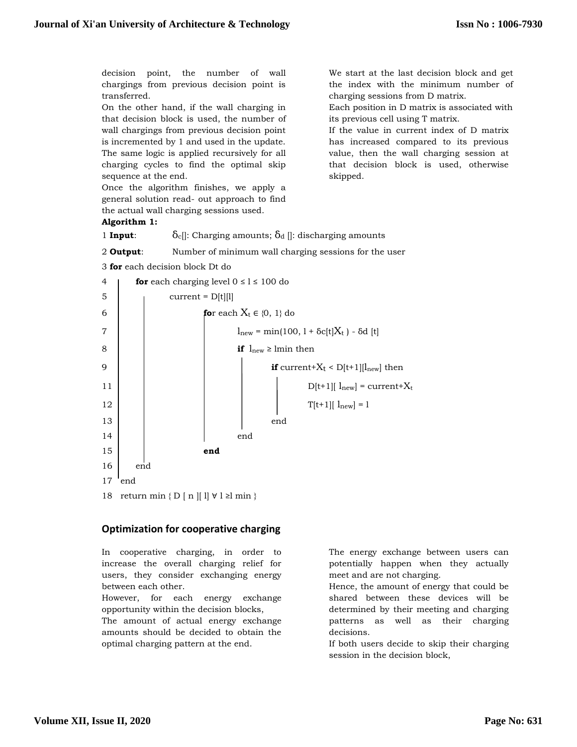decision point, the number of wall chargings from previous decision point is transferred.

On the other hand, if the wall charging in that decision block is used, the number of wall chargings from previous decision point is incremented by 1 and used in the update. The same logic is applied recursively for all charging cycles to find the optimal skip sequence at the end.

Once the algorithm finishes, we apply a general solution read- out approach to find the actual wall charging sessions used.

We start at the last decision block and get the index with the minimum number of charging sessions from D matrix.

Each position in D matrix is associated with its previous cell using T matrix.

If the value in current index of D matrix has increased compared to its previous value, then the wall charging session at that decision block is used, otherwise skipped.

**Algorithm 1:**

```
1  Input:   δc[]: Charging amounts; δd []: discharging amounts
2  Output:  Number of minimum wall charging sessions for the user
3  for each decision block Dt do
4      for each charging level 0 ≤ l ≤ 100 do
5          current = D[t][l]
6              for each Xt ∈ {0, 1} do
7                  lnew = min(100, l + δc[t]Xt ) - δd [t]
8                  if lnew ≥ lmin then
9                      if current+Xt < D[t+1][lnew] then
11                         D[t+1][ lnew] = current+Xt
12                         T[t+1][ lnew] = l
13                     end
14                 end
15             end
16     end
17 end
18 return min { D [ n ][ l] ∀ l ≥l min }
```

## Optimization for cooperative charging

In cooperative charging, in order to increase the overall charging relief for users, they consider exchanging energy between each other.

However, for each energy exchange opportunity within the decision blocks,

The amount of actual energy exchange amounts should be decided to obtain the optimal charging pattern at the end.

The energy exchange between users can potentially happen when they actually meet and are not charging.

Hence, the amount of energy that could be shared between these devices will be determined by their meeting and charging patterns as well as their charging decisions.

If both users decide to skip their charging session in the decision block,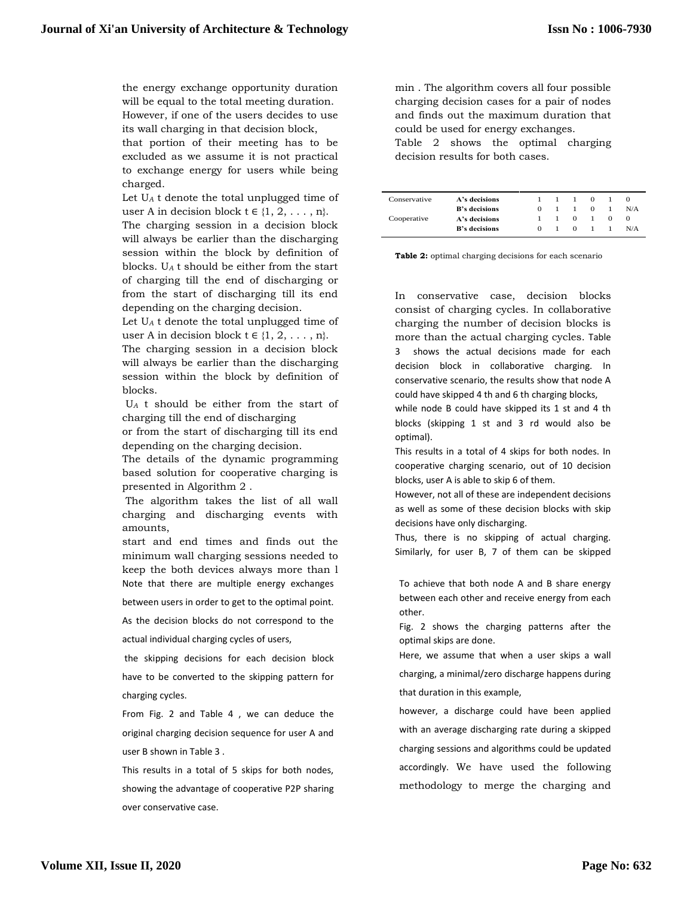the energy exchange opportunity duration will be equal to the total meeting duration. However, if one of the users decides to use its wall charging in that decision block, that portion of their meeting has to be excluded as we assume it is not practical to exchange energy for users while being charged.

Let $U_A$ t denote the total unplugged time of user A in decision block t ∈ {1, 2, . . . , n}.

The charging session in a decision block will always be earlier than the discharging session within the block by definition of blocks. $U_A$ t should be either from the start of charging till the end of discharging or from the start of discharging till its end depending on the charging decision.

Let $U_A$ t denote the total unplugged time of user A in decision block t ∈ {1, 2, . . . , n}.

The charging session in a decision block will always be earlier than the discharging session within the block by definition of blocks.

$U_A$ t should be either from the start of charging till the end of discharging or from the start of discharging till its end depending on the charging decision.

The details of the dynamic programming based solution for cooperative charging is presented in Algorithm 2 .

The algorithm takes the list of all wall charging and discharging events with amounts, start and end times and finds out the minimum wall charging sessions needed to keep the both devices always more than l min . The algorithm covers all four possible charging decision cases for a pair of nodes and finds out the maximum duration that could be used for energy exchanges.

Table 2 shows the optimal charging decision results for both cases.

| | | | | | | | |
|---|---|---|---|---|---|---|---|
| Conservative | **A's decisions** | 1 | 1 | 1 | 0 | 1 | 0 |
| | **B's decisions** | 0 | 1 | 1 | 0 | 1 | N/A |
| Cooperative | **A's decisions** | 1 | 1 | 0 | 1 | 0 | 0 |
| | **B's decisions** | 0 | 1 | 0 | 1 | 1 | N/A |

**Table 2:** optimal charging decisions for each scenario

In conservative case, decision blocks consist of charging cycles. In collaborative charging the number of decision blocks is more than the actual charging cycles. Table 3 shows the actual decisions made for each decision block in collaborative charging. In conservative scenario, the results show that node A could have skipped 4 th and 6 th charging blocks, while node B could have skipped its 1 st and 4 th blocks (skipping 1 st and 3 rd would also be optimal).

This results in a total of 4 skips for both nodes. In cooperative charging scenario, out of 10 decision blocks, user A is able to skip 6 of them.

However, not all of these are independent decisions as well as some of these decision blocks with skip decisions have only discharging.

Thus, there is no skipping of actual charging. Similarly, for user B, 7 of them can be skipped

Note that there are multiple energy exchanges between users in order to get to the optimal point.

As the decision blocks do not correspond to the actual individual charging cycles of users,

the skipping decisions for each decision block have to be converted to the skipping pattern for charging cycles.

From Fig. 2 and Table 4 , we can deduce the original charging decision sequence for user A and user B shown in Table 3 .

This results in a total of 5 skips for both nodes, showing the advantage of cooperative P2P sharing over conservative case.

To achieve that both node A and B share energy between each other and receive energy from each other.

Fig. 2 shows the charging patterns after the optimal skips are done.

Here, we assume that when a user skips a wall charging, a minimal/zero discharge happens during that duration in this example,

however, a discharge could have been applied with an average discharging rate during a skipped charging sessions and algorithms could be updated accordingly. We have used the following methodology to merge the charging and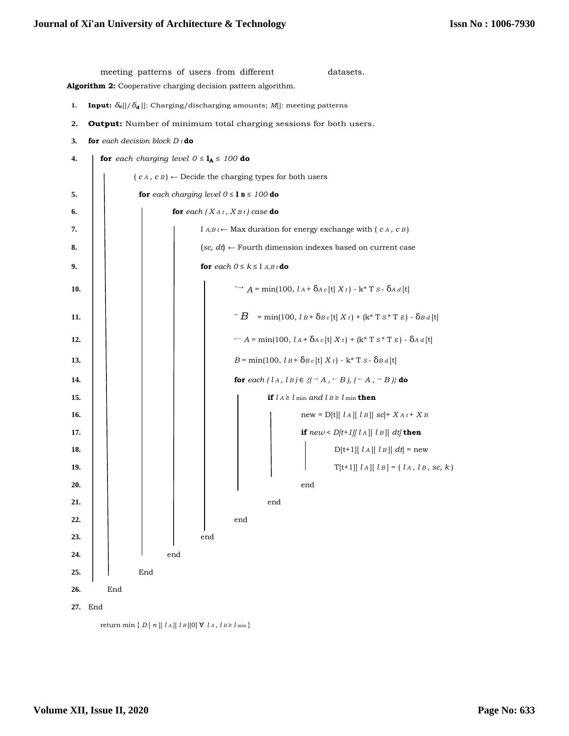meeting patterns of users from different datasets.

**Algorithm 2:** Cooperative charging decision pattern algorithm.

```
1.  Input: δc[]/ δd []: Charging/discharging amounts; M[]: meeting patterns
2.  Output: Number of minimum total charging sessions for both users.
3.  for each decision block D t do
4.    for each charging level 0 ≤ lA ≤ 100 do
        ( c A , c B) ← Decide the charging types for both users
5.      for each charging level 0 ≤ l B ≤ 100 do
6.        for each ( X A t , X B t ) case do
7.          I A,B t ← Max duration for energy exchange with ( c A , c B)
8.          (sc, dt) ← Fourth dimension indexes based on current case
9.          for each 0 ≤ k ≤ I A,B t do
10.           →A = min(100, l A + δA c [t] X t ) - k* T S - δA d [t]
11.           ←B = min(100, l B + δB c [t] X t ) + (k* T S * T E) - δB d [t]
12.           ←A = min(100, l A + δA c [t] X t ) + (k* T S * T E) - δA d [t]
13.           →B = min(100, l B + δB c [t] X t ) - k* T S - δB d [t]
14.           for each ( l A , l B ) ∈ {(→A , ←B ), (←A , →B )} do
15.             if l A ≥ l min and l B ≥ l min then
16.               new = D[t][ l A ][ l B ][ sc]+ X A t + X B
17.               if new < D[t+1][ l A ][ l B ][ dt] then
18.                 D[t+1][ l A ][ l B ][ dt] = new
19.                 T[t+1][ l A ][ l B ] = ( l A , l B , sc, k )
20.               end
21.             end
22.           end
23.         end
24.       end
25.     End
26.   End
27. End
    return min { D [ n ][ l A ][ l B ][0] ∀ l A , l B ≥ l min }
```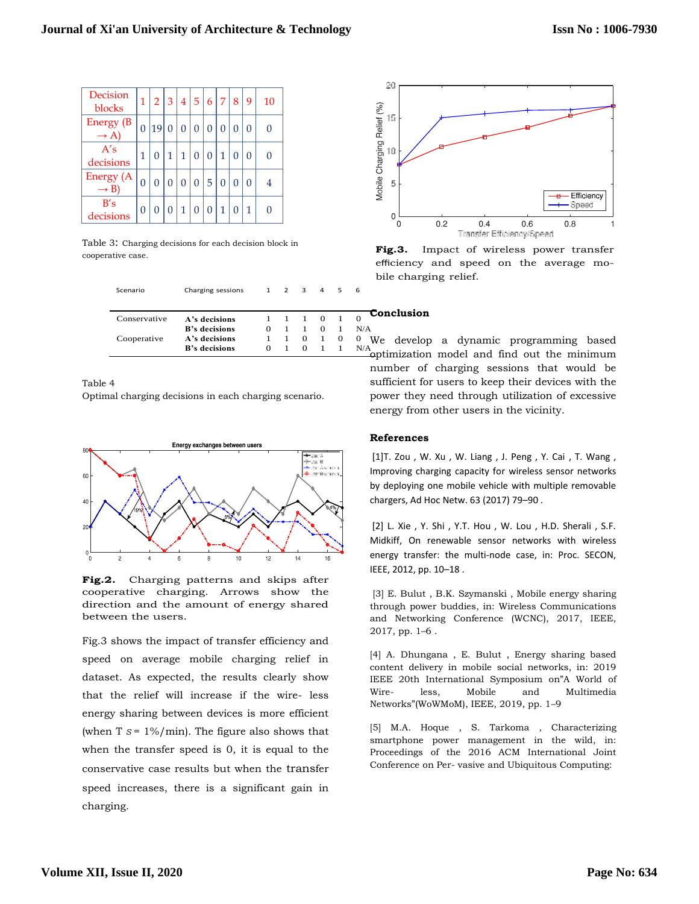| Decision blocks | 1 | 2 | 3 | 4 | 5 | 6 | 7 | 8 | 9 | 10 |
|---|---|---|---|---|---|---|---|---|---|---|
| Energy (B → A) | 0 | 19 | 0 | 0 | 0 | 0 | 0 | 0 | 0 | 0 |
| A's decisions | 1 | 0 | 1 | 1 | 0 | 0 | 1 | 0 | 0 | 0 |
| Energy (A → B) | 0 | 0 | 0 | 0 | 0 | 5 | 0 | 0 | 0 | 4 |
| B's decisions | 0 | 0 | 0 | 1 | 0 | 0 | 1 | 0 | 1 | 0 |

Table 3: Charging decisions for each decision block in cooperative case.

| Scenario | Charging sessions | 1 | 2 | 3 | 4 | 5 | 6 |
|---|---|---|---|---|---|---|---|
| Conservative | **A's decisions** | 1 | 1 | 1 | 0 | 1 | 0 |
| | **B's decisions** | 0 | 1 | 1 | 0 | 1 | N/A |
| Cooperative | **A's decisions** | 1 | 1 | 0 | 1 | 0 | 0 |
| | **B's decisions** | 0 | 1 | 0 | 1 | 1 | N/A |

Table 4
Optimal charging decisions in each charging scenario.

Energy exchanges between users

19%

5%

4%

0 2 4 6 8 10 12 14 16

0 20 40 60 80

**Fig.2.** Charging patterns and skips after cooperative charging. Arrows show the direction and the amount of energy shared between the users.

Fig.3 shows the impact of transfer efficiency and speed on average mobile charging relief in dataset. As expected, the results clearly show that the relief will increase if the wire- less energy sharing between devices is more efficient (when T $s$ = 1%/min). The figure also shows that when the transfer speed is 0, it is equal to the conservative case results but when the transfer speed increases, there is a significant gain in charging.

Mobile Charging Relief (%)

Transfer Efficiency/Speed

Efficiency

Speed

0 5 10 15 20

0 0.2 0.4 0.6 0.8 1

**Fig.3.** Impact of wireless power transfer efficiency and speed on the average mobile charging relief.

## Conclusion

We develop a dynamic programming based optimization model and find out the minimum number of charging sessions that would be sufficient for users to keep their devices with the power they need through utilization of excessive energy from other users in the vicinity.

## References

[1]T. Zou , W. Xu , W. Liang , J. Peng , Y. Cai , T. Wang , Improving charging capacity for wireless sensor networks by deploying one mobile vehicle with multiple removable chargers, Ad Hoc Netw. 63 (2017) 79–90 .

[2] L. Xie , Y. Shi , Y.T. Hou , W. Lou , H.D. Sherali , S.F. Midkiff, On renewable sensor networks with wireless energy transfer: the multi-node case, in: Proc. SECON, IEEE, 2012, pp. 10–18 .

[3] E. Bulut , B.K. Szymanski , Mobile energy sharing through power buddies, in: Wireless Communications and Networking Conference (WCNC), 2017, IEEE, 2017, pp. 1–6 .

[4] A. Dhungana , E. Bulut , Energy sharing based content delivery in mobile social networks, in: 2019 IEEE 20th International Symposium on"A World of Wire- less, Mobile and Multimedia Networks"(WoWMoM), IEEE, 2019, pp. 1–9

[5] M.A. Hoque , S. Tarkoma , Characterizing smartphone power management in the wild, in: Proceedings of the 2016 ACM International Joint Conference on Per- vasive and Ubiquitous Computing: